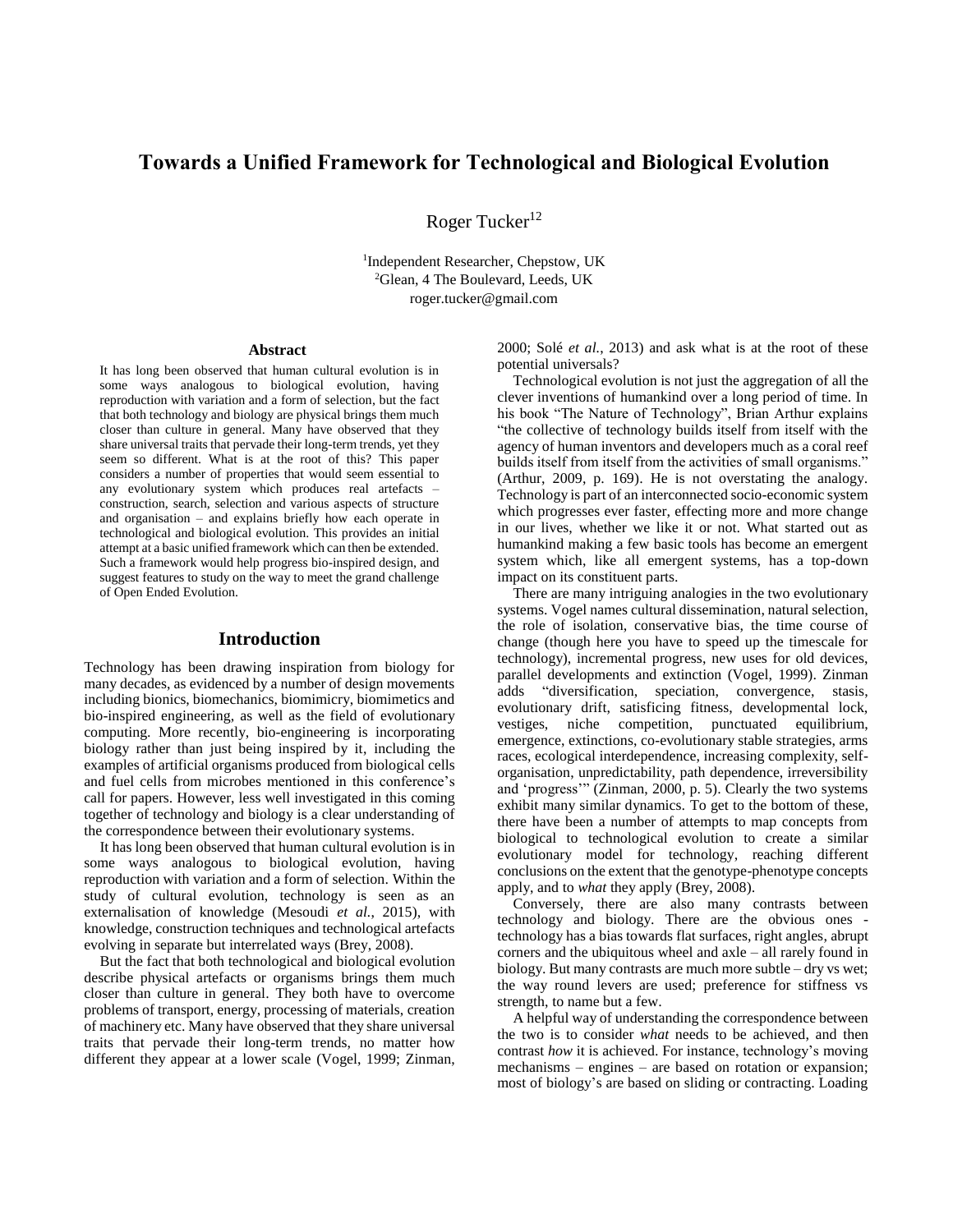# Towards a Unified Framework for Technological and Biological Evolution

Roger Tucker[1,2]

[1]Independent Researcher, Chepstow, UK
[2]Glean, 4 The Boulevard, Leeds, UK
roger.tucker@gmail.com

### Abstract

It has long been observed that human cultural evolution is in some ways analogous to biological evolution, having reproduction with variation and a form of selection, but the fact that both technology and biology are physical brings them much closer than culture in general. Many have observed that they share universal traits that pervade their long-term trends, yet they seem so different. What is at the root of this? This paper considers a number of properties that would seem essential to any evolutionary system which produces real artefacts – construction, search, selection and various aspects of structure and organisation – and explains briefly how each operate in technological and biological evolution. This provides an initial attempt at a basic unified framework which can then be extended. Such a framework would help progress bio-inspired design, and suggest features to study on the way to meet the grand challenge of Open Ended Evolution.

## Introduction

Technology has been drawing inspiration from biology for many decades, as evidenced by a number of design movements including bionics, biomechanics, biomimicry, biomimetics and bio-inspired engineering, as well as the field of evolutionary computing. More recently, bio-engineering is incorporating biology rather than just being inspired by it, including the examples of artificial organisms produced from biological cells and fuel cells from microbes mentioned in this conference's call for papers. However, less well investigated in this coming together of technology and biology is a clear understanding of the correspondence between their evolutionary systems.

It has long been observed that human cultural evolution is in some ways analogous to biological evolution, having reproduction with variation and a form of selection. Within the study of cultural evolution, technology is seen as an externalisation of knowledge (Mesoudi *et al.*, 2015), with knowledge, construction techniques and technological artefacts evolving in separate but interrelated ways (Brey, 2008).

But the fact that both technological and biological evolution describe physical artefacts or organisms brings them much closer than culture in general. They both have to overcome problems of transport, energy, processing of materials, creation of machinery etc. Many have observed that they share universal traits that pervade their long-term trends, no matter how different they appear at a lower scale (Vogel, 1999; Zinman, 2000; Solé *et al.*, 2013) and ask what is at the root of these potential universals?

Technological evolution is not just the aggregation of all the clever inventions of humankind over a long period of time. In his book "The Nature of Technology", Brian Arthur explains "the collective of technology builds itself from itself with the agency of human inventors and developers much as a coral reef builds itself from itself from the activities of small organisms." (Arthur, 2009, p. 169). He is not overstating the analogy. Technology is part of an interconnected socio-economic system which progresses ever faster, effecting more and more change in our lives, whether we like it or not. What started out as humankind making a few basic tools has become an emergent system which, like all emergent systems, has a top-down impact on its constituent parts.

There are many intriguing analogies in the two evolutionary systems. Vogel names cultural dissemination, natural selection, the role of isolation, conservative bias, the time course of change (though here you have to speed up the timescale for technology), incremental progress, new uses for old devices, parallel developments and extinction (Vogel, 1999). Zinman adds "diversification, speciation, convergence, stasis, evolutionary drift, satisficing fitness, developmental lock, vestiges, niche competition, punctuated equilibrium, emergence, extinctions, co-evolutionary stable strategies, arms races, ecological interdependence, increasing complexity, self-organisation, unpredictability, path dependence, irreversibility and 'progress'" (Zinman, 2000, p. 5). Clearly the two systems exhibit many similar dynamics. To get to the bottom of these, there have been a number of attempts to map concepts from biological to technological evolution to create a similar evolutionary model for technology, reaching different conclusions on the extent that the genotype-phenotype concepts apply, and to *what* they apply (Brey, 2008).

Conversely, there are also many contrasts between technology and biology. There are the obvious ones - technology has a bias towards flat surfaces, right angles, abrupt corners and the ubiquitous wheel and axle – all rarely found in biology. But many contrasts are much more subtle – dry vs wet; the way round levers are used; preference for stiffness vs strength, to name but a few.

A helpful way of understanding the correspondence between the two is to consider *what* needs to be achieved, and then contrast *how* it is achieved. For instance, technology's moving mechanisms – engines – are based on rotation or expansion; most of biology's are based on sliding or contracting. Loading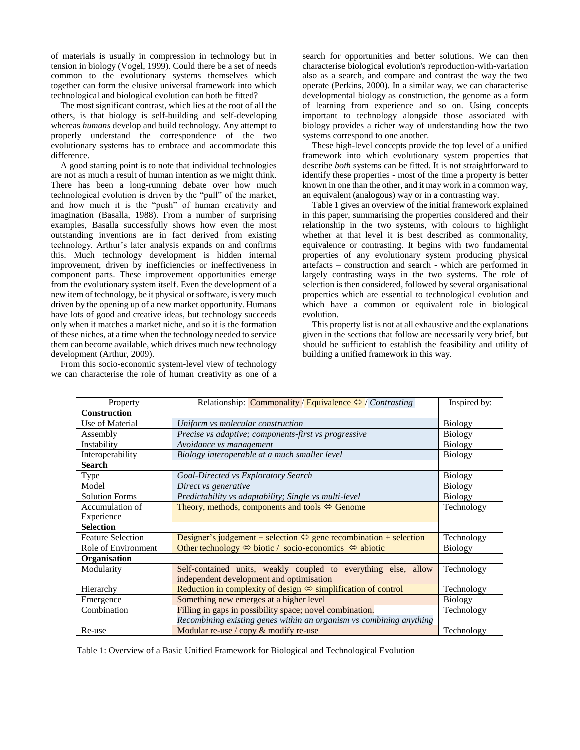of materials is usually in compression in technology but in tension in biology (Vogel, 1999). Could there be a set of needs common to the evolutionary systems themselves which together can form the elusive universal framework into which technological and biological evolution can both be fitted?

The most significant contrast, which lies at the root of all the others, is that biology is self-building and self-developing whereas *humans* develop and build technology. Any attempt to properly understand the correspondence of the two evolutionary systems has to embrace and accommodate this difference.

A good starting point is to note that individual technologies are not as much a result of human intention as we might think. There has been a long-running debate over how much technological evolution is driven by the "pull" of the market, and how much it is the "push" of human creativity and imagination (Basalla, 1988). From a number of surprising examples, Basalla successfully shows how even the most outstanding inventions are in fact derived from existing technology. Arthur's later analysis expands on and confirms this. Much technology development is hidden internal improvement, driven by inefficiencies or ineffectiveness in component parts. These improvement opportunities emerge from the evolutionary system itself. Even the development of a new item of technology, be it physical or software, is very much driven by the opening up of a new market opportunity. Humans have lots of good and creative ideas, but technology succeeds only when it matches a market niche, and so it is the formation of these niches, at a time when the technology needed to service them can become available, which drives much new technology development (Arthur, 2009).

From this socio-economic system-level view of technology we can characterise the role of human creativity as one of a search for opportunities and better solutions. We can then characterise biological evolution's reproduction-with-variation also as a search, and compare and contrast the way the two operate (Perkins, 2000). In a similar way, we can characterise developmental biology as construction, the genome as a form of learning from experience and so on. Using concepts important to technology alongside those associated with biology provides a richer way of understanding how the two systems correspond to one another.

These high-level concepts provide the top level of a unified framework into which evolutionary system properties that describe *both* systems can be fitted. It is not straightforward to identify these properties - most of the time a property is better known in one than the other, and it may work in a common way, an equivalent (analogous) way or in a contrasting way.

Table 1 gives an overview of the initial framework explained in this paper, summarising the properties considered and their relationship in the two systems, with colours to highlight whether at that level it is best described as commonality, equivalence or contrasting. It begins with two fundamental properties of any evolutionary system producing physical artefacts – construction and search - which are performed in largely contrasting ways in the two systems. The role of selection is then considered, followed by several organisational properties which are essential to technological evolution and which have a common or equivalent role in biological evolution.

This property list is not at all exhaustive and the explanations given in the sections that follow are necessarily very brief, but should be sufficient to establish the feasibility and utility of building a unified framework in this way.

| Property | Relationship: Commonality / Equivalence ⇔ / *Contrasting* | Inspired by: |
|---|---|---|
| **Construction** | | |
| Use of Material | *Uniform vs molecular construction* | Biology |
| Assembly | *Precise vs adaptive; components-first vs progressive* | Biology |
| Instability | *Avoidance vs management* | Biology |
| Interoperability | *Biology interoperable at a much smaller level* | Biology |
| **Search** | | |
| Type | *Goal-Directed vs Exploratory Search* | Biology |
| Model | *Direct vs generative* | Biology |
| Solution Forms | *Predictability vs adaptability; Single vs multi-level* | Biology |
| Accumulation of Experience | Theory, methods, components and tools ⇔ Genome | Technology |
| **Selection** | | |
| Feature Selection | Designer's judgement + selection ⇔ gene recombination + selection | Technology |
| Role of Environment | Other technology ⇔ biotic / socio-economics ⇔ abiotic | Biology |
| **Organisation** | | |
| Modularity | Self-contained units, weakly coupled to everything else, allow independent development and optimisation | Technology |
| Hierarchy | Reduction in complexity of design ⇔ simplification of control | Technology |
| Emergence | Something new emerges at a higher level | Biology |
| Combination | Filling in gaps in possibility space; novel combination. *Recombining existing genes within an organism vs combining anything* | Technology |
| Re-use | Modular re-use / copy & modify re-use | Technology |

Table 1: Overview of a Basic Unified Framework for Biological and Technological Evolution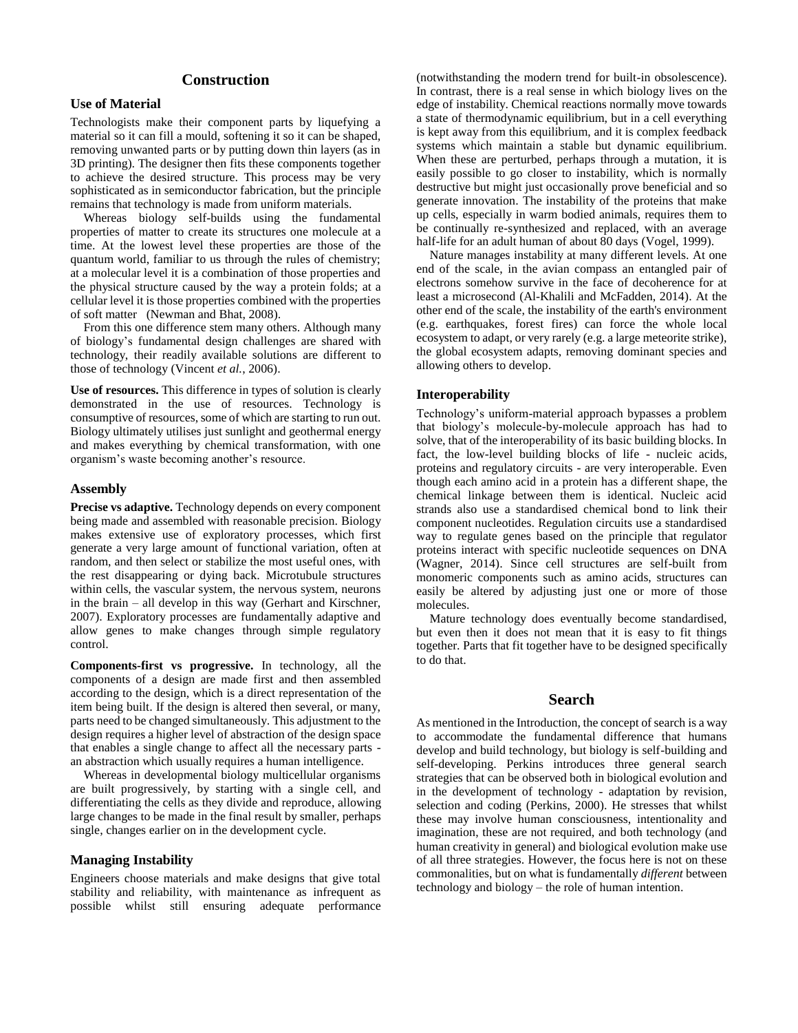## Construction

### Use of Material

Technologists make their component parts by liquefying a material so it can fill a mould, softening it so it can be shaped, removing unwanted parts or by putting down thin layers (as in 3D printing). The designer then fits these components together to achieve the desired structure. This process may be very sophisticated as in semiconductor fabrication, but the principle remains that technology is made from uniform materials.

Whereas biology self-builds using the fundamental properties of matter to create its structures one molecule at a time. At the lowest level these properties are those of the quantum world, familiar to us through the rules of chemistry; at a molecular level it is a combination of those properties and the physical structure caused by the way a protein folds; at a cellular level it is those properties combined with the properties of soft matter (Newman and Bhat, 2008).

From this one difference stem many others. Although many of biology's fundamental design challenges are shared with technology, their readily available solutions are different to those of technology (Vincent *et al.*, 2006).

**Use of resources.** This difference in types of solution is clearly demonstrated in the use of resources. Technology is consumptive of resources, some of which are starting to run out. Biology ultimately utilises just sunlight and geothermal energy and makes everything by chemical transformation, with one organism's waste becoming another's resource.

### Assembly

**Precise vs adaptive.** Technology depends on every component being made and assembled with reasonable precision. Biology makes extensive use of exploratory processes, which first generate a very large amount of functional variation, often at random, and then select or stabilize the most useful ones, with the rest disappearing or dying back. Microtubule structures within cells, the vascular system, the nervous system, neurons in the brain – all develop in this way (Gerhart and Kirschner, 2007). Exploratory processes are fundamentally adaptive and allow genes to make changes through simple regulatory control.

**Components-first vs progressive.** In technology, all the components of a design are made first and then assembled according to the design, which is a direct representation of the item being built. If the design is altered then several, or many, parts need to be changed simultaneously. This adjustment to the design requires a higher level of abstraction of the design space that enables a single change to affect all the necessary parts - an abstraction which usually requires a human intelligence.

Whereas in developmental biology multicellular organisms are built progressively, by starting with a single cell, and differentiating the cells as they divide and reproduce, allowing large changes to be made in the final result by smaller, perhaps single, changes earlier on in the development cycle.

### Managing Instability

Engineers choose materials and make designs that give total stability and reliability, with maintenance as infrequent as possible whilst still ensuring adequate performance (notwithstanding the modern trend for built-in obsolescence). In contrast, there is a real sense in which biology lives on the edge of instability. Chemical reactions normally move towards a state of thermodynamic equilibrium, but in a cell everything is kept away from this equilibrium, and it is complex feedback systems which maintain a stable but dynamic equilibrium. When these are perturbed, perhaps through a mutation, it is easily possible to go closer to instability, which is normally destructive but might just occasionally prove beneficial and so generate innovation. The instability of the proteins that make up cells, especially in warm bodied animals, requires them to be continually re-synthesized and replaced, with an average half-life for an adult human of about 80 days (Vogel, 1999).

Nature manages instability at many different levels. At one end of the scale, in the avian compass an entangled pair of electrons somehow survive in the face of decoherence for at least a microsecond (Al-Khalili and McFadden, 2014). At the other end of the scale, the instability of the earth's environment (e.g. earthquakes, forest fires) can force the whole local ecosystem to adapt, or very rarely (e.g. a large meteorite strike), the global ecosystem adapts, removing dominant species and allowing others to develop.

### Interoperability

Technology's uniform-material approach bypasses a problem that biology's molecule-by-molecule approach has had to solve, that of the interoperability of its basic building blocks. In fact, the low-level building blocks of life - nucleic acids, proteins and regulatory circuits - are very interoperable. Even though each amino acid in a protein has a different shape, the chemical linkage between them is identical. Nucleic acid strands also use a standardised chemical bond to link their component nucleotides. Regulation circuits use a standardised way to regulate genes based on the principle that regulator proteins interact with specific nucleotide sequences on DNA (Wagner, 2014). Since cell structures are self-built from monomeric components such as amino acids, structures can easily be altered by adjusting just one or more of those molecules.

Mature technology does eventually become standardised, but even then it does not mean that it is easy to fit things together. Parts that fit together have to be designed specifically to do that.

## Search

As mentioned in the Introduction, the concept of search is a way to accommodate the fundamental difference that humans develop and build technology, but biology is self-building and self-developing. Perkins introduces three general search strategies that can be observed both in biological evolution and in the development of technology - adaptation by revision, selection and coding (Perkins, 2000). He stresses that whilst these may involve human consciousness, intentionality and imagination, these are not required, and both technology (and human creativity in general) and biological evolution make use of all three strategies. However, the focus here is not on these commonalities, but on what is fundamentally *different* between technology and biology – the role of human intention.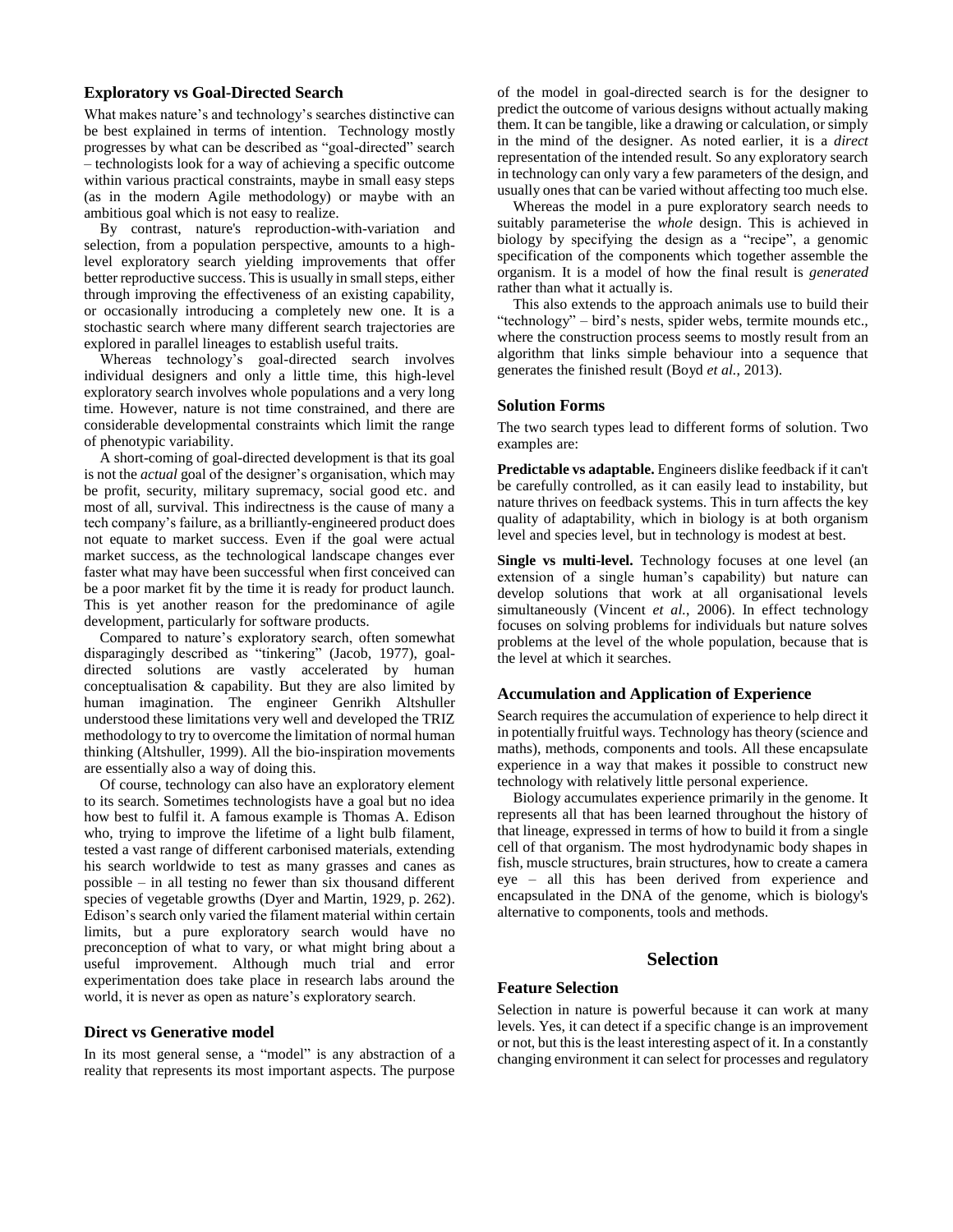### Exploratory vs Goal-Directed Search

What makes nature's and technology's searches distinctive can be best explained in terms of intention. Technology mostly progresses by what can be described as "goal-directed" search – technologists look for a way of achieving a specific outcome within various practical constraints, maybe in small easy steps (as in the modern Agile methodology) or maybe with an ambitious goal which is not easy to realize.

By contrast, nature's reproduction-with-variation and selection, from a population perspective, amounts to a high-level exploratory search yielding improvements that offer better reproductive success. This is usually in small steps, either through improving the effectiveness of an existing capability, or occasionally introducing a completely new one. It is a stochastic search where many different search trajectories are explored in parallel lineages to establish useful traits.

Whereas technology's goal-directed search involves individual designers and only a little time, this high-level exploratory search involves whole populations and a very long time. However, nature is not time constrained, and there are considerable developmental constraints which limit the range of phenotypic variability.

A short-coming of goal-directed development is that its goal is not the *actual* goal of the designer's organisation, which may be profit, security, military supremacy, social good etc. and most of all, survival. This indirectness is the cause of many a tech company's failure, as a brilliantly-engineered product does not equate to market success. Even if the goal were actual market success, as the technological landscape changes ever faster what may have been successful when first conceived can be a poor market fit by the time it is ready for product launch. This is yet another reason for the predominance of agile development, particularly for software products.

Compared to nature's exploratory search, often somewhat disparagingly described as "tinkering" (Jacob, 1977), goal-directed solutions are vastly accelerated by human conceptualisation & capability. But they are also limited by human imagination. The engineer Genrikh Altshuller understood these limitations very well and developed the TRIZ methodology to try to overcome the limitation of normal human thinking (Altshuller, 1999). All the bio-inspiration movements are essentially also a way of doing this.

Of course, technology can also have an exploratory element to its search. Sometimes technologists have a goal but no idea how best to fulfil it. A famous example is Thomas A. Edison who, trying to improve the lifetime of a light bulb filament, tested a vast range of different carbonised materials, extending his search worldwide to test as many grasses and canes as possible – in all testing no fewer than six thousand different species of vegetable growths (Dyer and Martin, 1929, p. 262). Edison's search only varied the filament material within certain limits, but a pure exploratory search would have no preconception of what to vary, or what might bring about a useful improvement. Although much trial and error experimentation does take place in research labs around the world, it is never as open as nature's exploratory search.

### Direct vs Generative model

In its most general sense, a "model" is any abstraction of a reality that represents its most important aspects. The purpose of the model in goal-directed search is for the designer to predict the outcome of various designs without actually making them. It can be tangible, like a drawing or calculation, or simply in the mind of the designer. As noted earlier, it is a *direct* representation of the intended result. So any exploratory search in technology can only vary a few parameters of the design, and usually ones that can be varied without affecting too much else.

Whereas the model in a pure exploratory search needs to suitably parameterise the *whole* design. This is achieved in biology by specifying the design as a "recipe", a genomic specification of the components which together assemble the organism. It is a model of how the final result is *generated* rather than what it actually is.

This also extends to the approach animals use to build their "technology" – bird's nests, spider webs, termite mounds etc., where the construction process seems to mostly result from an algorithm that links simple behaviour into a sequence that generates the finished result (Boyd *et al.*, 2013).

### Solution Forms

The two search types lead to different forms of solution. Two examples are:

**Predictable vs adaptable.** Engineers dislike feedback if it can't be carefully controlled, as it can easily lead to instability, but nature thrives on feedback systems. This in turn affects the key quality of adaptability, which in biology is at both organism level and species level, but in technology is modest at best.

**Single vs multi-level.** Technology focuses at one level (an extension of a single human's capability) but nature can develop solutions that work at all organisational levels simultaneously (Vincent *et al.*, 2006). In effect technology focuses on solving problems for individuals but nature solves problems at the level of the whole population, because that is the level at which it searches.

### Accumulation and Application of Experience

Search requires the accumulation of experience to help direct it in potentially fruitful ways. Technology has theory (science and maths), methods, components and tools. All these encapsulate experience in a way that makes it possible to construct new technology with relatively little personal experience.

Biology accumulates experience primarily in the genome. It represents all that has been learned throughout the history of that lineage, expressed in terms of how to build it from a single cell of that organism. The most hydrodynamic body shapes in fish, muscle structures, brain structures, how to create a camera eye – all this has been derived from experience and encapsulated in the DNA of the genome, which is biology's alternative to components, tools and methods.

## Selection

### Feature Selection

Selection in nature is powerful because it can work at many levels. Yes, it can detect if a specific change is an improvement or not, but this is the least interesting aspect of it. In a constantly changing environment it can select for processes and regulatory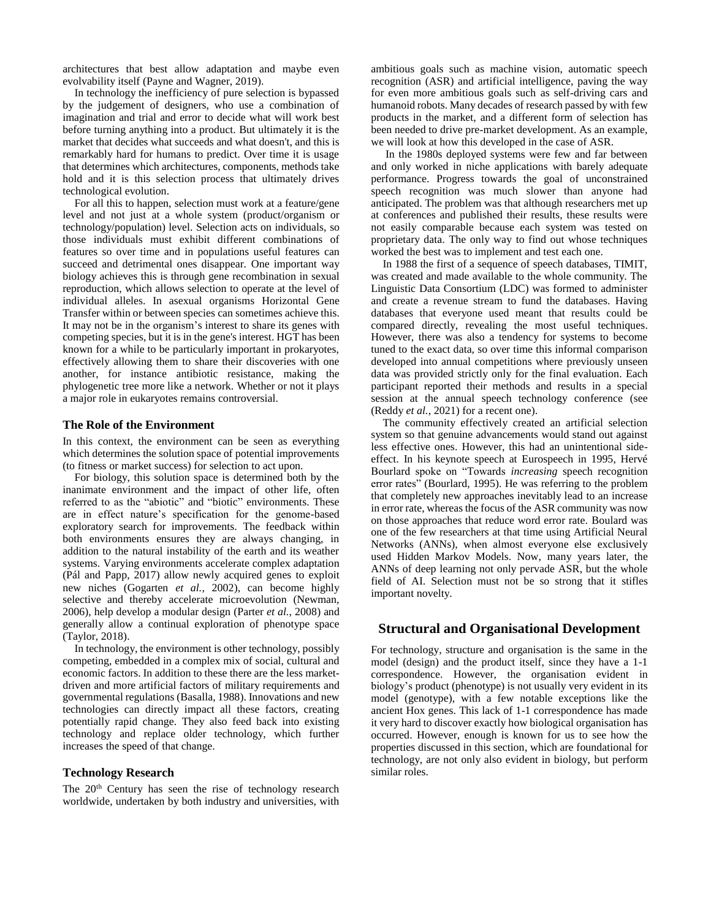architectures that best allow adaptation and maybe even evolvability itself (Payne and Wagner, 2019).

In technology the inefficiency of pure selection is bypassed by the judgement of designers, who use a combination of imagination and trial and error to decide what will work best before turning anything into a product. But ultimately it is the market that decides what succeeds and what doesn't, and this is remarkably hard for humans to predict. Over time it is usage that determines which architectures, components, methods take hold and it is this selection process that ultimately drives technological evolution.

For all this to happen, selection must work at a feature/gene level and not just at a whole system (product/organism or technology/population) level. Selection acts on individuals, so those individuals must exhibit different combinations of features so over time and in populations useful features can succeed and detrimental ones disappear. One important way biology achieves this is through gene recombination in sexual reproduction, which allows selection to operate at the level of individual alleles. In asexual organisms Horizontal Gene Transfer within or between species can sometimes achieve this. It may not be in the organism's interest to share its genes with competing species, but it is in the gene's interest. HGT has been known for a while to be particularly important in prokaryotes, effectively allowing them to share their discoveries with one another, for instance antibiotic resistance, making the phylogenetic tree more like a network. Whether or not it plays a major role in eukaryotes remains controversial.

### The Role of the Environment

In this context, the environment can be seen as everything which determines the solution space of potential improvements (to fitness or market success) for selection to act upon.

For biology, this solution space is determined both by the inanimate environment and the impact of other life, often referred to as the "abiotic" and "biotic" environments. These are in effect nature's specification for the genome-based exploratory search for improvements. The feedback within both environments ensures they are always changing, in addition to the natural instability of the earth and its weather systems. Varying environments accelerate complex adaptation (Pál and Papp, 2017) allow newly acquired genes to exploit new niches (Gogarten *et al.*, 2002), can become highly selective and thereby accelerate microevolution (Newman, 2006), help develop a modular design (Parter *et al.*, 2008) and generally allow a continual exploration of phenotype space (Taylor, 2018).

In technology, the environment is other technology, possibly competing, embedded in a complex mix of social, cultural and economic factors. In addition to these there are the less market-driven and more artificial factors of military requirements and governmental regulations (Basalla, 1988). Innovations and new technologies can directly impact all these factors, creating potentially rapid change. They also feed back into existing technology and replace older technology, which further increases the speed of that change.

### Technology Research

The 20th Century has seen the rise of technology research worldwide, undertaken by both industry and universities, with ambitious goals such as machine vision, automatic speech recognition (ASR) and artificial intelligence, paving the way for even more ambitious goals such as self-driving cars and humanoid robots. Many decades of research passed by with few products in the market, and a different form of selection has been needed to drive pre-market development. As an example, we will look at how this developed in the case of ASR.

In the 1980s deployed systems were few and far between and only worked in niche applications with barely adequate performance. Progress towards the goal of unconstrained speech recognition was much slower than anyone had anticipated. The problem was that although researchers met up at conferences and published their results, these results were not easily comparable because each system was tested on proprietary data. The only way to find out whose techniques worked the best was to implement and test each one.

In 1988 the first of a sequence of speech databases, TIMIT, was created and made available to the whole community. The Linguistic Data Consortium (LDC) was formed to administer and create a revenue stream to fund the databases. Having databases that everyone used meant that results could be compared directly, revealing the most useful techniques. However, there was also a tendency for systems to become tuned to the exact data, so over time this informal comparison developed into annual competitions where previously unseen data was provided strictly only for the final evaluation. Each participant reported their methods and results in a special session at the annual speech technology conference (see (Reddy *et al.*, 2021) for a recent one).

The community effectively created an artificial selection system so that genuine advancements would stand out against less effective ones. However, this had an unintentional side-effect. In his keynote speech at Eurospeech in 1995, Hervé Bourlard spoke on "Towards *increasing* speech recognition error rates" (Bourlard, 1995). He was referring to the problem that completely new approaches inevitably lead to an increase in error rate, whereas the focus of the ASR community was now on those approaches that reduce word error rate. Boulard was one of the few researchers at that time using Artificial Neural Networks (ANNs), when almost everyone else exclusively used Hidden Markov Models. Now, many years later, the ANNs of deep learning not only pervade ASR, but the whole field of AI. Selection must not be so strong that it stifles important novelty.

## Structural and Organisational Development

For technology, structure and organisation is the same in the model (design) and the product itself, since they have a 1-1 correspondence. However, the organisation evident in biology's product (phenotype) is not usually very evident in its model (genotype), with a few notable exceptions like the ancient Hox genes. This lack of 1-1 correspondence has made it very hard to discover exactly how biological organisation has occurred. However, enough is known for us to see how the properties discussed in this section, which are foundational for technology, are not only also evident in biology, but perform similar roles.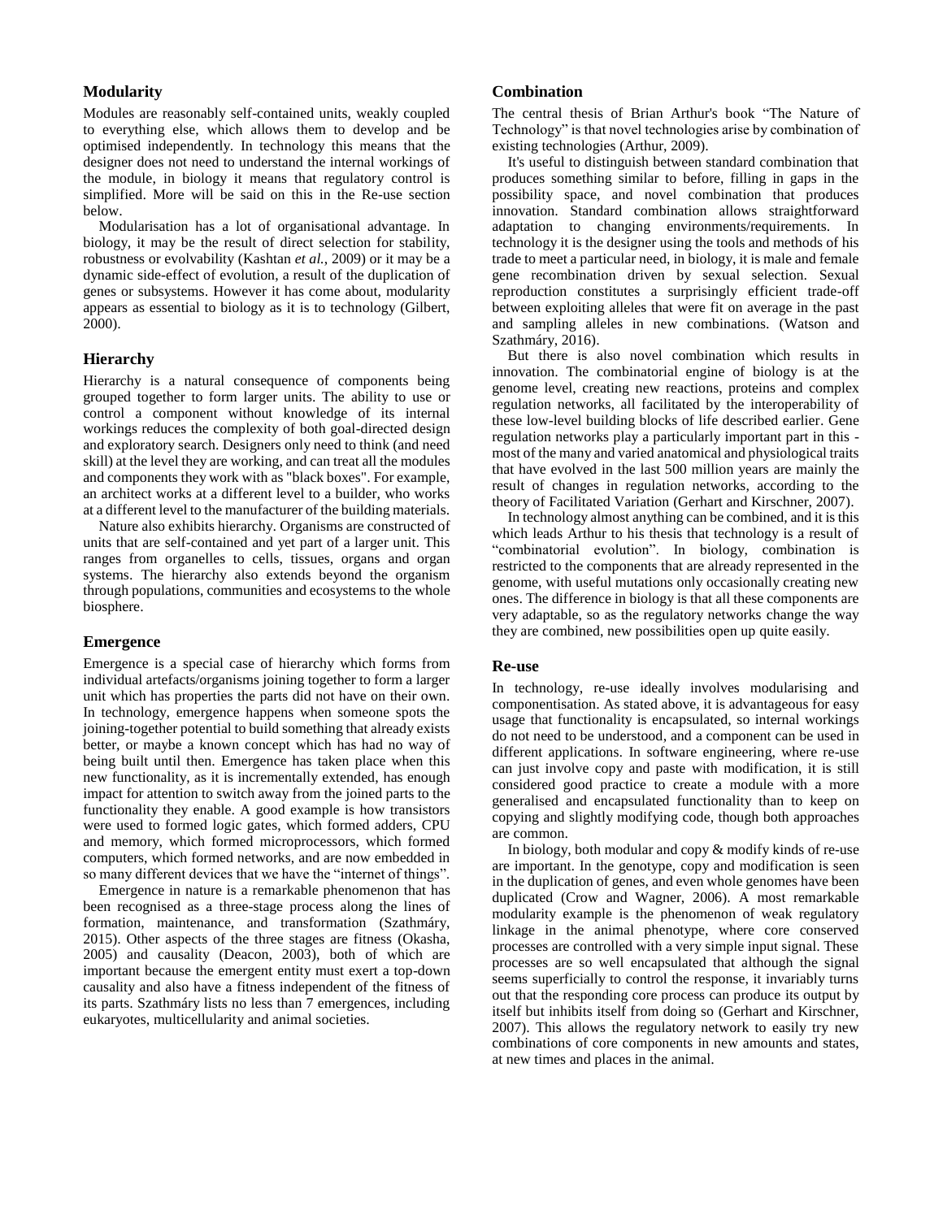## Modularity

Modules are reasonably self-contained units, weakly coupled to everything else, which allows them to develop and be optimised independently. In technology this means that the designer does not need to understand the internal workings of the module, in biology it means that regulatory control is simplified. More will be said on this in the Re-use section below.

Modularisation has a lot of organisational advantage. In biology, it may be the result of direct selection for stability, robustness or evolvability (Kashtan *et al.*, 2009) or it may be a dynamic side-effect of evolution, a result of the duplication of genes or subsystems. However it has come about, modularity appears as essential to biology as it is to technology (Gilbert, 2000).

## Hierarchy

Hierarchy is a natural consequence of components being grouped together to form larger units. The ability to use or control a component without knowledge of its internal workings reduces the complexity of both goal-directed design and exploratory search. Designers only need to think (and need skill) at the level they are working, and can treat all the modules and components they work with as "black boxes". For example, an architect works at a different level to a builder, who works at a different level to the manufacturer of the building materials.

Nature also exhibits hierarchy. Organisms are constructed of units that are self-contained and yet part of a larger unit. This ranges from organelles to cells, tissues, organs and organ systems. The hierarchy also extends beyond the organism through populations, communities and ecosystems to the whole biosphere.

## Emergence

Emergence is a special case of hierarchy which forms from individual artefacts/organisms joining together to form a larger unit which has properties the parts did not have on their own. In technology, emergence happens when someone spots the joining-together potential to build something that already exists better, or maybe a known concept which has had no way of being built until then. Emergence has taken place when this new functionality, as it is incrementally extended, has enough impact for attention to switch away from the joined parts to the functionality they enable. A good example is how transistors were used to formed logic gates, which formed adders, CPU and memory, which formed microprocessors, which formed computers, which formed networks, and are now embedded in so many different devices that we have the "internet of things".

Emergence in nature is a remarkable phenomenon that has been recognised as a three-stage process along the lines of formation, maintenance, and transformation (Szathmáry, 2015). Other aspects of the three stages are fitness (Okasha, 2005) and causality (Deacon, 2003), both of which are important because the emergent entity must exert a top-down causality and also have a fitness independent of the fitness of its parts. Szathmáry lists no less than 7 emergences, including eukaryotes, multicellularity and animal societies.

## Combination

The central thesis of Brian Arthur's book "The Nature of Technology" is that novel technologies arise by combination of existing technologies (Arthur, 2009).

It's useful to distinguish between standard combination that produces something similar to before, filling in gaps in the possibility space, and novel combination that produces innovation. Standard combination allows straightforward adaptation to changing environments/requirements. In technology it is the designer using the tools and methods of his trade to meet a particular need, in biology, it is male and female gene recombination driven by sexual selection. Sexual reproduction constitutes a surprisingly efficient trade-off between exploiting alleles that were fit on average in the past and sampling alleles in new combinations. (Watson and Szathmáry, 2016).

But there is also novel combination which results in innovation. The combinatorial engine of biology is at the genome level, creating new reactions, proteins and complex regulation networks, all facilitated by the interoperability of these low-level building blocks of life described earlier. Gene regulation networks play a particularly important part in this - most of the many and varied anatomical and physiological traits that have evolved in the last 500 million years are mainly the result of changes in regulation networks, according to the theory of Facilitated Variation (Gerhart and Kirschner, 2007).

In technology almost anything can be combined, and it is this which leads Arthur to his thesis that technology is a result of "combinatorial evolution". In biology, combination is restricted to the components that are already represented in the genome, with useful mutations only occasionally creating new ones. The difference in biology is that all these components are very adaptable, so as the regulatory networks change the way they are combined, new possibilities open up quite easily.

## Re-use

In technology, re-use ideally involves modularising and componentisation. As stated above, it is advantageous for easy usage that functionality is encapsulated, so internal workings do not need to be understood, and a component can be used in different applications. In software engineering, where re-use can just involve copy and paste with modification, it is still considered good practice to create a module with a more generalised and encapsulated functionality than to keep on copying and slightly modifying code, though both approaches are common.

In biology, both modular and copy & modify kinds of re-use are important. In the genotype, copy and modification is seen in the duplication of genes, and even whole genomes have been duplicated (Crow and Wagner, 2006). A most remarkable modularity example is the phenomenon of weak regulatory linkage in the animal phenotype, where core conserved processes are controlled with a very simple input signal. These processes are so well encapsulated that although the signal seems superficially to control the response, it invariably turns out that the responding core process can produce its output by itself but inhibits itself from doing so (Gerhart and Kirschner, 2007). This allows the regulatory network to easily try new combinations of core components in new amounts and states, at new times and places in the animal.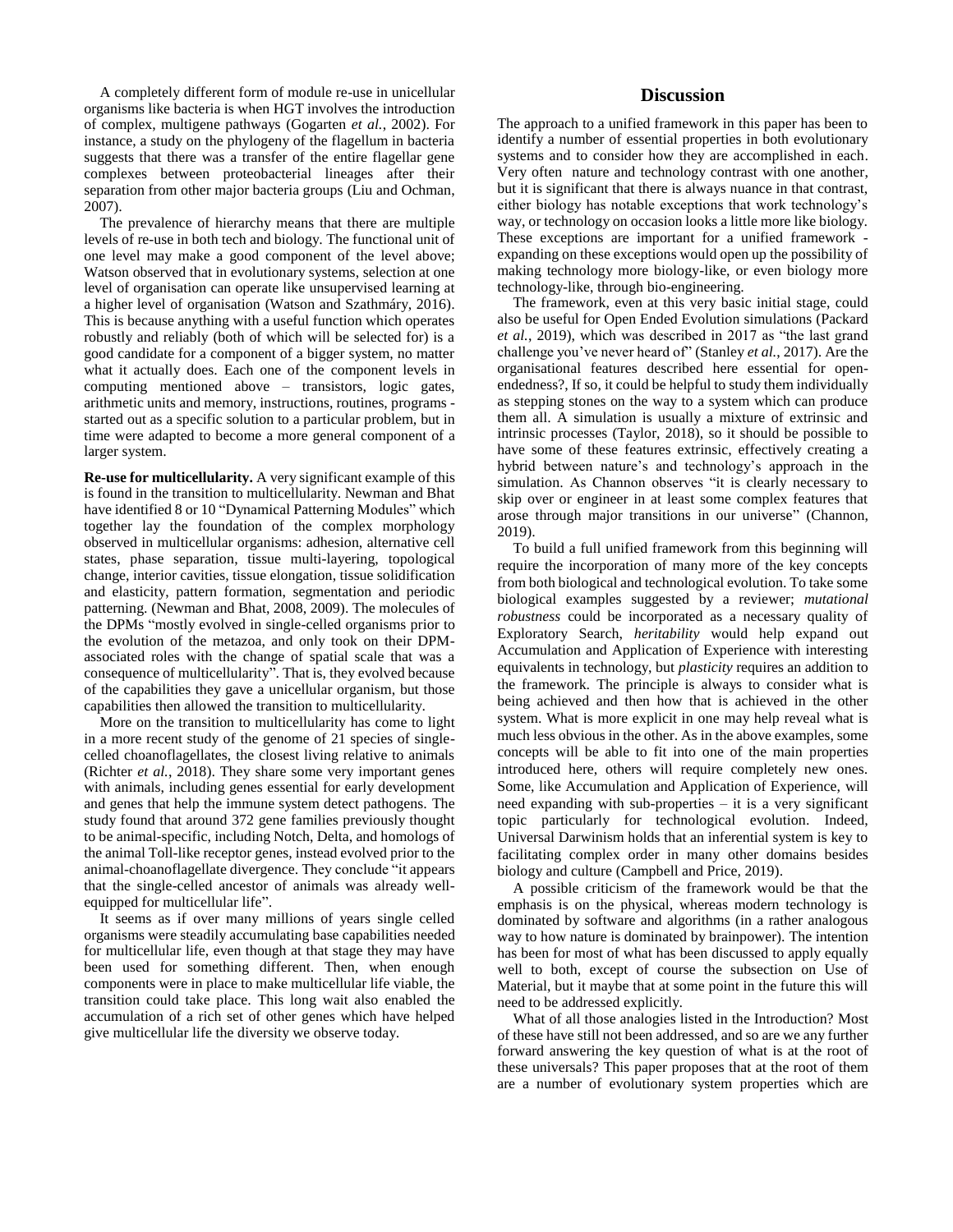A completely different form of module re-use in unicellular organisms like bacteria is when HGT involves the introduction of complex, multigene pathways (Gogarten *et al.*, 2002). For instance, a study on the phylogeny of the flagellum in bacteria suggests that there was a transfer of the entire flagellar gene complexes between proteobacterial lineages after their separation from other major bacteria groups (Liu and Ochman, 2007).

The prevalence of hierarchy means that there are multiple levels of re-use in both tech and biology. The functional unit of one level may make a good component of the level above; Watson observed that in evolutionary systems, selection at one level of organisation can operate like unsupervised learning at a higher level of organisation (Watson and Szathmáry, 2016). This is because anything with a useful function which operates robustly and reliably (both of which will be selected for) is a good candidate for a component of a bigger system, no matter what it actually does. Each one of the component levels in computing mentioned above – transistors, logic gates, arithmetic units and memory, instructions, routines, programs - started out as a specific solution to a particular problem, but in time were adapted to become a more general component of a larger system.

**Re-use for multicellularity.** A very significant example of this is found in the transition to multicellularity. Newman and Bhat have identified 8 or 10 "Dynamical Patterning Modules" which together lay the foundation of the complex morphology observed in multicellular organisms: adhesion, alternative cell states, phase separation, tissue multi-layering, topological change, interior cavities, tissue elongation, tissue solidification and elasticity, pattern formation, segmentation and periodic patterning. (Newman and Bhat, 2008, 2009). The molecules of the DPMs "mostly evolved in single-celled organisms prior to the evolution of the metazoa, and only took on their DPM-associated roles with the change of spatial scale that was a consequence of multicellularity". That is, they evolved because of the capabilities they gave a unicellular organism, but those capabilities then allowed the transition to multicellularity.

More on the transition to multicellularity has come to light in a more recent study of the genome of 21 species of single-celled choanoflagellates, the closest living relative to animals (Richter *et al.*, 2018). They share some very important genes with animals, including genes essential for early development and genes that help the immune system detect pathogens. The study found that around 372 gene families previously thought to be animal-specific, including Notch, Delta, and homologs of the animal Toll-like receptor genes, instead evolved prior to the animal-choanoflagellate divergence. They conclude "it appears that the single-celled ancestor of animals was already well-equipped for multicellular life".

It seems as if over many millions of years single celled organisms were steadily accumulating base capabilities needed for multicellular life, even though at that stage they may have been used for something different. Then, when enough components were in place to make multicellular life viable, the transition could take place. This long wait also enabled the accumulation of a rich set of other genes which have helped give multicellular life the diversity we observe today.

## Discussion

The approach to a unified framework in this paper has been to identify a number of essential properties in both evolutionary systems and to consider how they are accomplished in each. Very often nature and technology contrast with one another, but it is significant that there is always nuance in that contrast, either biology has notable exceptions that work technology's way, or technology on occasion looks a little more like biology. These exceptions are important for a unified framework - expanding on these exceptions would open up the possibility of making technology more biology-like, or even biology more technology-like, through bio-engineering.

The framework, even at this very basic initial stage, could also be useful for Open Ended Evolution simulations (Packard *et al.*, 2019), which was described in 2017 as "the last grand challenge you've never heard of" (Stanley *et al.*, 2017). Are the organisational features described here essential for open-endedness?, If so, it could be helpful to study them individually as stepping stones on the way to a system which can produce them all. A simulation is usually a mixture of extrinsic and intrinsic processes (Taylor, 2018), so it should be possible to have some of these features extrinsic, effectively creating a hybrid between nature's and technology's approach in the simulation. As Channon observes "it is clearly necessary to skip over or engineer in at least some complex features that arose through major transitions in our universe" (Channon, 2019).

To build a full unified framework from this beginning will require the incorporation of many more of the key concepts from both biological and technological evolution. To take some biological examples suggested by a reviewer; *mutational robustness* could be incorporated as a necessary quality of Exploratory Search, *heritability* would help expand out Accumulation and Application of Experience with interesting equivalents in technology, but *plasticity* requires an addition to the framework. The principle is always to consider what is being achieved and then how that is achieved in the other system. What is more explicit in one may help reveal what is much less obvious in the other. As in the above examples, some concepts will be able to fit into one of the main properties introduced here, others will require completely new ones. Some, like Accumulation and Application of Experience, will need expanding with sub-properties – it is a very significant topic particularly for technological evolution. Indeed, Universal Darwinism holds that an inferential system is key to facilitating complex order in many other domains besides biology and culture (Campbell and Price, 2019).

A possible criticism of the framework would be that the emphasis is on the physical, whereas modern technology is dominated by software and algorithms (in a rather analogous way to how nature is dominated by brainpower). The intention has been for most of what has been discussed to apply equally well to both, except of course the subsection on Use of Material, but it maybe that at some point in the future this will need to be addressed explicitly.

What of all those analogies listed in the Introduction? Most of these have still not been addressed, and so are we any further forward answering the key question of what is at the root of these universals? This paper proposes that at the root of them are a number of evolutionary system properties which are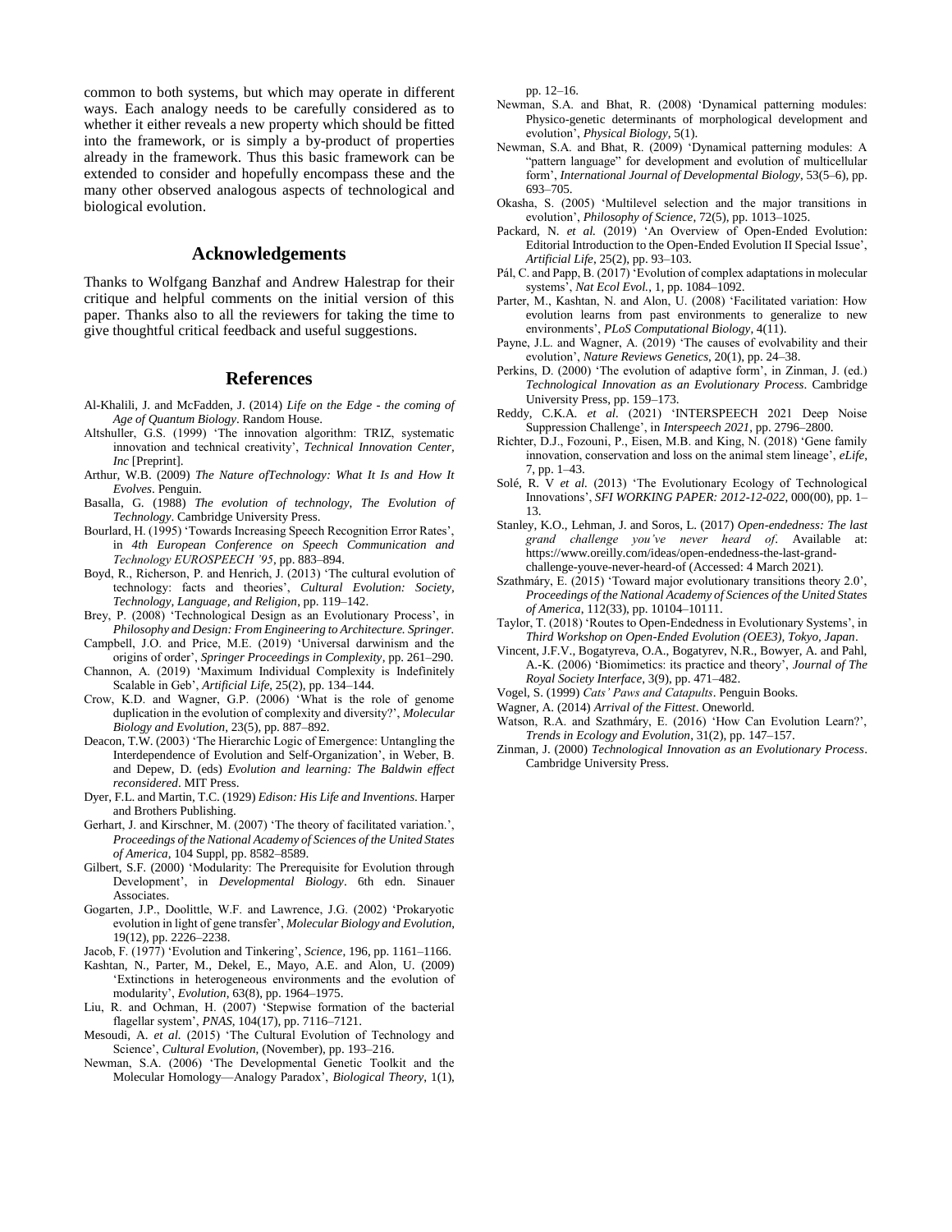common to both systems, but which may operate in different ways. Each analogy needs to be carefully considered as to whether it either reveals a new property which should be fitted into the framework, or is simply a by-product of properties already in the framework. Thus this basic framework can be extended to consider and hopefully encompass these and the many other observed analogous aspects of technological and biological evolution.

## Acknowledgements

Thanks to Wolfgang Banzhaf and Andrew Halestrap for their critique and helpful comments on the initial version of this paper. Thanks also to all the reviewers for taking the time to give thoughtful critical feedback and useful suggestions.

## References

Al-Khalili, J. and McFadden, J. (2014) *Life on the Edge - the coming of Age of Quantum Biology*. Random House.

Altshuller, G.S. (1999) 'The innovation algorithm: TRIZ, systematic innovation and technical creativity', *Technical Innovation Center, Inc* [Preprint].

Arthur, W.B. (2009) *The Nature ofTechnology: What It Is and How It Evolves*. Penguin.

Basalla, G. (1988) *The evolution of technology, The Evolution of Technology*. Cambridge University Press.

Bourlard, H. (1995) 'Towards Increasing Speech Recognition Error Rates', in *4th European Conference on Speech Communication and Technology EUROSPEECH '95*, pp. 883–894.

Boyd, R., Richerson, P. and Henrich, J. (2013) 'The cultural evolution of technology: facts and theories', *Cultural Evolution: Society, Technology, Language, and Religion*, pp. 119–142.

Brey, P. (2008) 'Technological Design as an Evolutionary Process', in *Philosophy and Design: From Engineering to Architecture. Springer.*

Campbell, J.O. and Price, M.E. (2019) 'Universal darwinism and the origins of order', *Springer Proceedings in Complexity*, pp. 261–290.

Channon, A. (2019) 'Maximum Individual Complexity is Indefinitely Scalable in Geb', *Artificial Life*, 25(2), pp. 134–144.

Crow, K.D. and Wagner, G.P. (2006) 'What is the role of genome duplication in the evolution of complexity and diversity?', *Molecular Biology and Evolution*, 23(5), pp. 887–892.

Deacon, T.W. (2003) 'The Hierarchic Logic of Emergence: Untangling the Interdependence of Evolution and Self-Organization', in Weber, B. and Depew, D. (eds) *Evolution and learning: The Baldwin effect reconsidered*. MIT Press.

Dyer, F.L. and Martin, T.C. (1929) *Edison: His Life and Inventions*. Harper and Brothers Publishing.

Gerhart, J. and Kirschner, M. (2007) 'The theory of facilitated variation.', *Proceedings of the National Academy of Sciences of the United States of America*, 104 Suppl, pp. 8582–8589.

Gilbert, S.F. (2000) 'Modularity: The Prerequisite for Evolution through Development', in *Developmental Biology*. 6th edn. Sinauer Associates.

Gogarten, J.P., Doolittle, W.F. and Lawrence, J.G. (2002) 'Prokaryotic evolution in light of gene transfer', *Molecular Biology and Evolution*, 19(12), pp. 2226–2238.

Jacob, F. (1977) 'Evolution and Tinkering', *Science*, 196, pp. 1161–1166.

Kashtan, N., Parter, M., Dekel, E., Mayo, A.E. and Alon, U. (2009) 'Extinctions in heterogeneous environments and the evolution of modularity', *Evolution*, 63(8), pp. 1964–1975.

Liu, R. and Ochman, H. (2007) 'Stepwise formation of the bacterial flagellar system', *PNAS*, 104(17), pp. 7116–7121.

Mesoudi, A. *et al.* (2015) 'The Cultural Evolution of Technology and Science', *Cultural Evolution*, (November), pp. 193–216.

Newman, S.A. (2006) 'The Developmental Genetic Toolkit and the Molecular Homology—Analogy Paradox', *Biological Theory*, 1(1), pp. 12–16.

Newman, S.A. and Bhat, R. (2008) 'Dynamical patterning modules: Physico-genetic determinants of morphological development and evolution', *Physical Biology*, 5(1).

Newman, S.A. and Bhat, R. (2009) 'Dynamical patterning modules: A "pattern language" for development and evolution of multicellular form', *International Journal of Developmental Biology*, 53(5–6), pp. 693–705.

Okasha, S. (2005) 'Multilevel selection and the major transitions in evolution', *Philosophy of Science*, 72(5), pp. 1013–1025.

Packard, N. *et al.* (2019) 'An Overview of Open-Ended Evolution: Editorial Introduction to the Open-Ended Evolution II Special Issue', *Artificial Life*, 25(2), pp. 93–103.

Pál, C. and Papp, B. (2017) 'Evolution of complex adaptations in molecular systems', *Nat Ecol Evol.*, 1, pp. 1084–1092.

Parter, M., Kashtan, N. and Alon, U. (2008) 'Facilitated variation: How evolution learns from past environments to generalize to new environments', *PLoS Computational Biology*, 4(11).

Payne, J.L. and Wagner, A. (2019) 'The causes of evolvability and their evolution', *Nature Reviews Genetics*, 20(1), pp. 24–38.

Perkins, D. (2000) 'The evolution of adaptive form', in Zinman, J. (ed.) *Technological Innovation as an Evolutionary Process*. Cambridge University Press, pp. 159–173.

Reddy, C.K.A. *et al.* (2021) 'INTERSPEECH 2021 Deep Noise Suppression Challenge', in *Interspeech 2021*, pp. 2796–2800.

Richter, D.J., Fozouni, P., Eisen, M.B. and King, N. (2018) 'Gene family innovation, conservation and loss on the animal stem lineage', *eLife*, 7, pp. 1–43.

Solé, R. V *et al.* (2013) 'The Evolutionary Ecology of Technological Innovations', *SFI WORKING PAPER: 2012-12-022*, 000(00), pp. 1–13.

Stanley, K.O., Lehman, J. and Soros, L. (2017) *Open-endedness: The last grand challenge you've never heard of*. Available at: https://www.oreilly.com/ideas/open-endedness-the-last-grand-challenge-youve-never-heard-of (Accessed: 4 March 2021).

Szathmáry, E. (2015) 'Toward major evolutionary transitions theory 2.0', *Proceedings of the National Academy of Sciences of the United States of America*, 112(33), pp. 10104–10111.

Taylor, T. (2018) 'Routes to Open-Endedness in Evolutionary Systems', in *Third Workshop on Open-Ended Evolution (OEE3), Tokyo, Japan*.

Vincent, J.F.V., Bogatyreva, O.A., Bogatyrev, N.R., Bowyer, A. and Pahl, A.-K. (2006) 'Biomimetics: its practice and theory', *Journal of The Royal Society Interface*, 3(9), pp. 471–482.

Vogel, S. (1999) *Cats' Paws and Catapults*. Penguin Books.

Wagner, A. (2014) *Arrival of the Fittest*. Oneworld.

Watson, R.A. and Szathmáry, E. (2016) 'How Can Evolution Learn?', *Trends in Ecology and Evolution*, 31(2), pp. 147–157.

Zinman, J. (2000) *Technological Innovation as an Evolutionary Process*. Cambridge University Press.